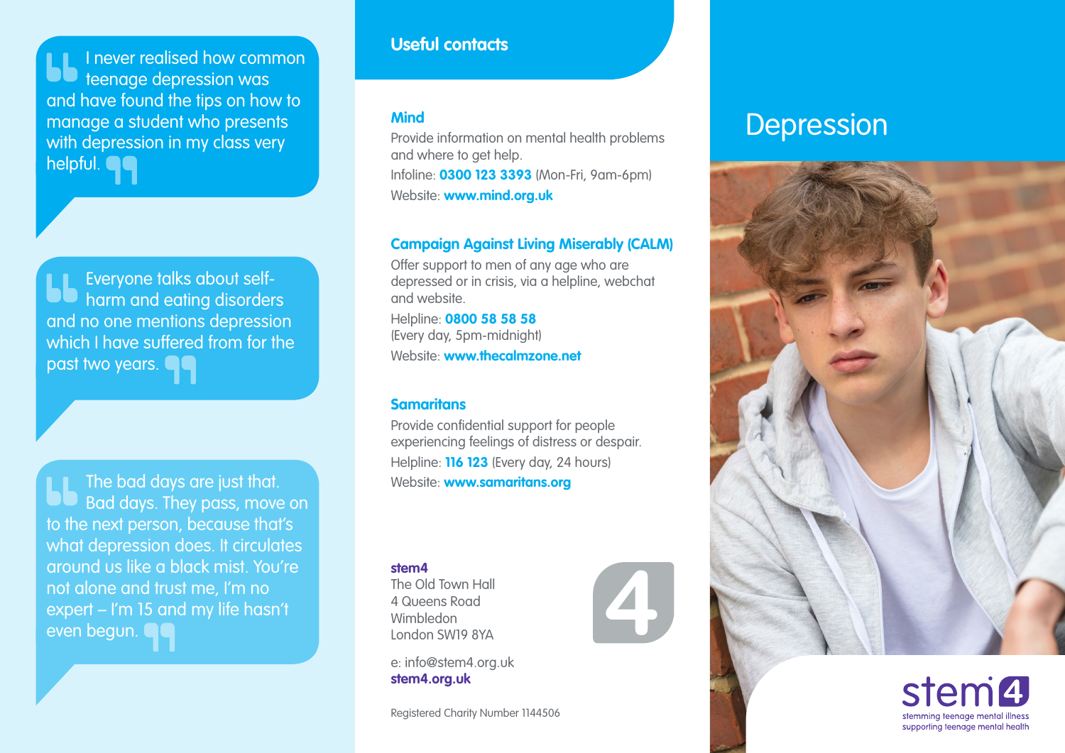> I never realised how common teenage depression was and have found the tips on how to manage a student who presents with depression in my class very helpful.

> Everyone talks about self-harm and eating disorders and no one mentions depression which I have suffered from for the past two years.

> The bad days are just that. Bad days. They pass, move on to the next person, because that's what depression does. It circulates around us like a black mist. You're not alone and trust me, I'm no expert – I'm 15 and my life hasn't even begun.

## Useful contacts

### Mind

Provide information on mental health problems and where to get help.

Infoline: **0300 123 3393** (Mon-Fri, 9am-6pm)

Website: **www.mind.org.uk**

### Campaign Against Living Miserably (CALM)

Offer support to men of any age who are depressed or in crisis, via a helpline, webchat and website.

Helpline: **0800 58 58 58**
(Every day, 5pm-midnight)

Website: **www.thecalmzone.net**

### Samaritans

Provide confidential support for people experiencing feelings of distress or despair.

Helpline: **116 123** (Every day, 24 hours)

Website: **www.samaritans.org**

**stem4**
The Old Town Hall
4 Queens Road
Wimbledon
London SW19 8YA

e: info@stem4.org.uk
**stem4.org.uk**

Registered Charity Number 1144506

# Depression

stem4
stemming teenage mental illness
supporting teenage mental health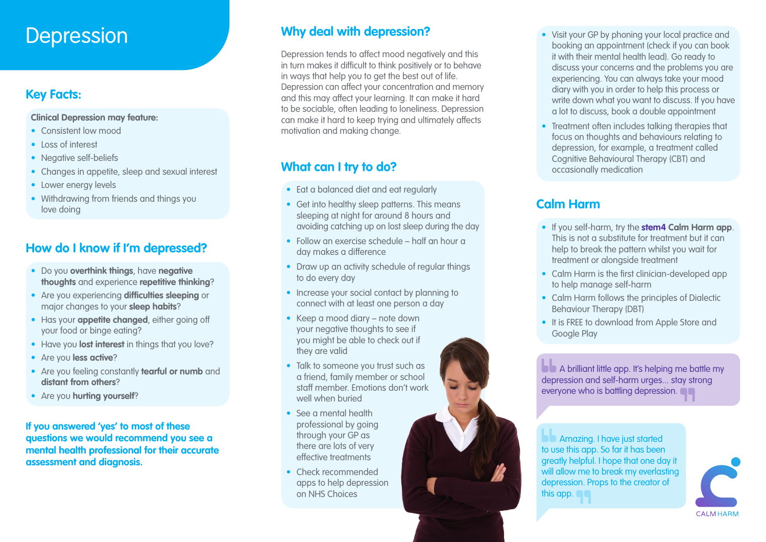# Depression

## Key Facts:

**Clinical Depression may feature:**

- Consistent low mood
- Loss of interest
- Negative self-beliefs
- Changes in appetite, sleep and sexual interest
- Lower energy levels
- Withdrawing from friends and things you love doing

## How do I know if I'm depressed?

- Do you **overthink things**, have **negative thoughts** and experience **repetitive thinking**?
- Are you experiencing **difficulties sleeping** or major changes to your **sleep habits**?
- Has your **appetite changed**, either going off your food or binge eating?
- Have you **lost interest** in things that you love?
- Are you **less active**?
- Are you feeling constantly **tearful or numb** and **distant from others**?
- Are you **hurting yourself**?

**If you answered 'yes' to most of these questions we would recommend you see a mental health professional for their accurate assessment and diagnosis.**

## Why deal with depression?

Depression tends to affect mood negatively and this in turn makes it difficult to think positively or to behave in ways that help you to get the best out of life. Depression can affect your concentration and memory and this may affect your learning. It can make it hard to be sociable, often leading to loneliness. Depression can make it hard to keep trying and ultimately affects motivation and making change.

## What can I try to do?

- Eat a balanced diet and eat regularly
- Get into healthy sleep patterns. This means sleeping at night for around 8 hours and avoiding catching up on lost sleep during the day
- Follow an exercise schedule – half an hour a day makes a difference
- Draw up an activity schedule of regular things to do every day
- Increase your social contact by planning to connect with at least one person a day
- Keep a mood diary – note down your negative thoughts to see if you might be able to check out if they are valid
- Talk to someone you trust such as a friend, family member or school staff member. Emotions don't work well when buried
- See a mental health professional by going through your GP as there are lots of very effective treatments
- Check recommended apps to help depression on NHS Choices
- Visit your GP by phoning your local practice and booking an appointment (check if you can book it with their mental health lead). Go ready to discuss your concerns and the problems you are experiencing. You can always take your mood diary with you in order to help this process or write down what you want to discuss. If you have a lot to discuss, book a double appointment
- Treatment often includes talking therapies that focus on thoughts and behaviours relating to depression, for example, a treatment called Cognitive Behavioural Therapy (CBT) and occasionally medication

## Calm Harm

- If you self-harm, try the **stem4 Calm Harm app**. This is not a substitute for treatment but it can help to break the pattern whilst you wait for treatment or alongside treatment
- Calm Harm is the first clinician-developed app to help manage self-harm
- Calm Harm follows the principles of Dialectic Behaviour Therapy (DBT)
- It is FREE to download from Apple Store and Google Play

"A brilliant little app. It's helping me battle my depression and self-harm urges... stay strong everyone who is battling depression."

"Amazing. I have just started to use this app. So far it has been greatly helpful. I hope that one day it will allow me to break my everlasting depression. Props to the creator of this app."

CALM HARM